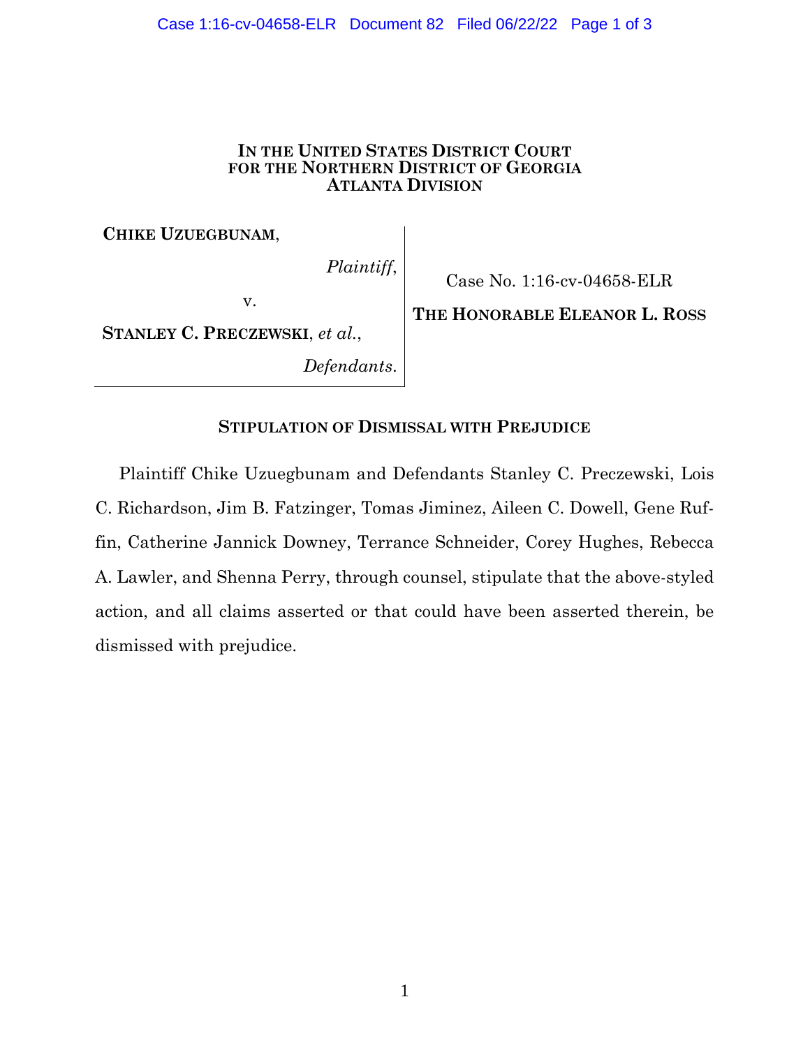**IN THE UNITED STATES DISTRICT COURT**
**FOR THE NORTHERN DISTRICT OF GEORGIA**
**ATLANTA DIVISION**

| | |
|---|---|
| **CHIKE UZUEGBUNAM**, *Plaintiff*, v. **STANLEY C. PRECZEWSKI**, *et al.*, *Defendants*. | Case No. 1:16-cv-04658-ELR **THE HONORABLE ELEANOR L. ROSS** |

**STIPULATION OF DISMISSAL WITH PREJUDICE**

Plaintiff Chike Uzuegbunam and Defendants Stanley C. Preczewski, Lois C. Richardson, Jim B. Fatzinger, Tomas Jiminez, Aileen C. Dowell, Gene Ruffin, Catherine Jannick Downey, Terrance Schneider, Corey Hughes, Rebecca A. Lawler, and Shenna Perry, through counsel, stipulate that the above-styled action, and all claims asserted or that could have been asserted therein, be dismissed with prejudice.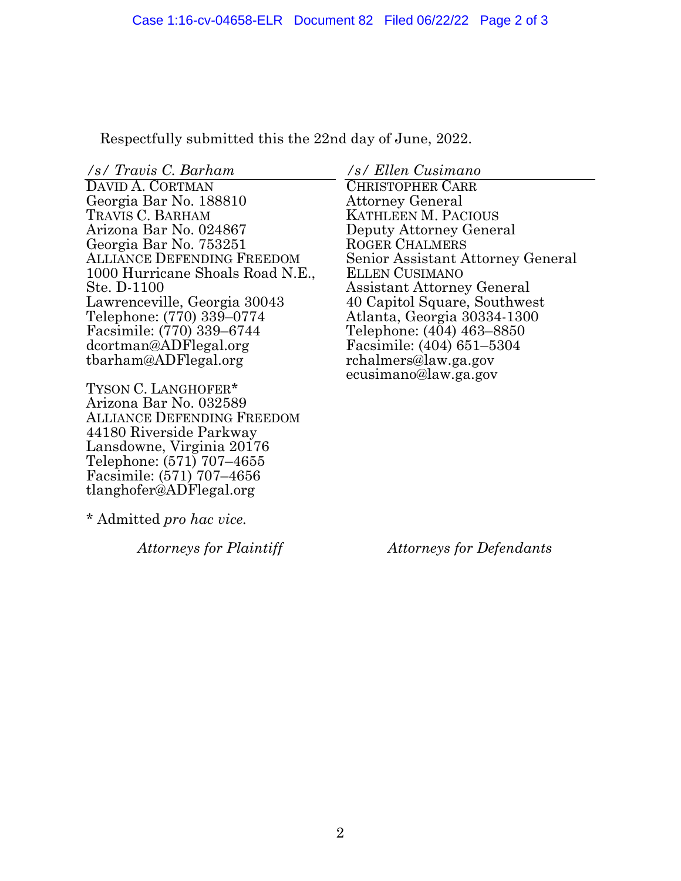Respectfully submitted this the 22nd day of June, 2022.

*/s/ Travis C. Barham*
DAVID A. CORTMAN
Georgia Bar No. 188810
TRAVIS C. BARHAM
Arizona Bar No. 024867
Georgia Bar No. 753251
ALLIANCE DEFENDING FREEDOM
1000 Hurricane Shoals Road N.E., Ste. D-1100
Lawrenceville, Georgia 30043
Telephone: (770) 339–0774
Facsimile: (770) 339–6744
dcortman@ADFlegal.org
tbarham@ADFlegal.org

TYSON C. LANGHOFER*
Arizona Bar No. 032589
ALLIANCE DEFENDING FREEDOM
44180 Riverside Parkway
Lansdowne, Virginia 20176
Telephone: (571) 707–4655
Facsimile: (571) 707–4656
tlanghofer@ADFlegal.org

* Admitted *pro hac vice.*

*Attorneys for Plaintiff*

*/s/ Ellen Cusimano*
CHRISTOPHER CARR
Attorney General
KATHLEEN M. PACIOUS
Deputy Attorney General
ROGER CHALMERS
Senior Assistant Attorney General
ELLEN CUSIMANO
Assistant Attorney General
40 Capitol Square, Southwest
Atlanta, Georgia 30334-1300
Telephone: (404) 463–8850
Facsimile: (404) 651–5304
rchalmers@law.ga.gov
ecusimano@law.ga.gov

*Attorneys for Defendants*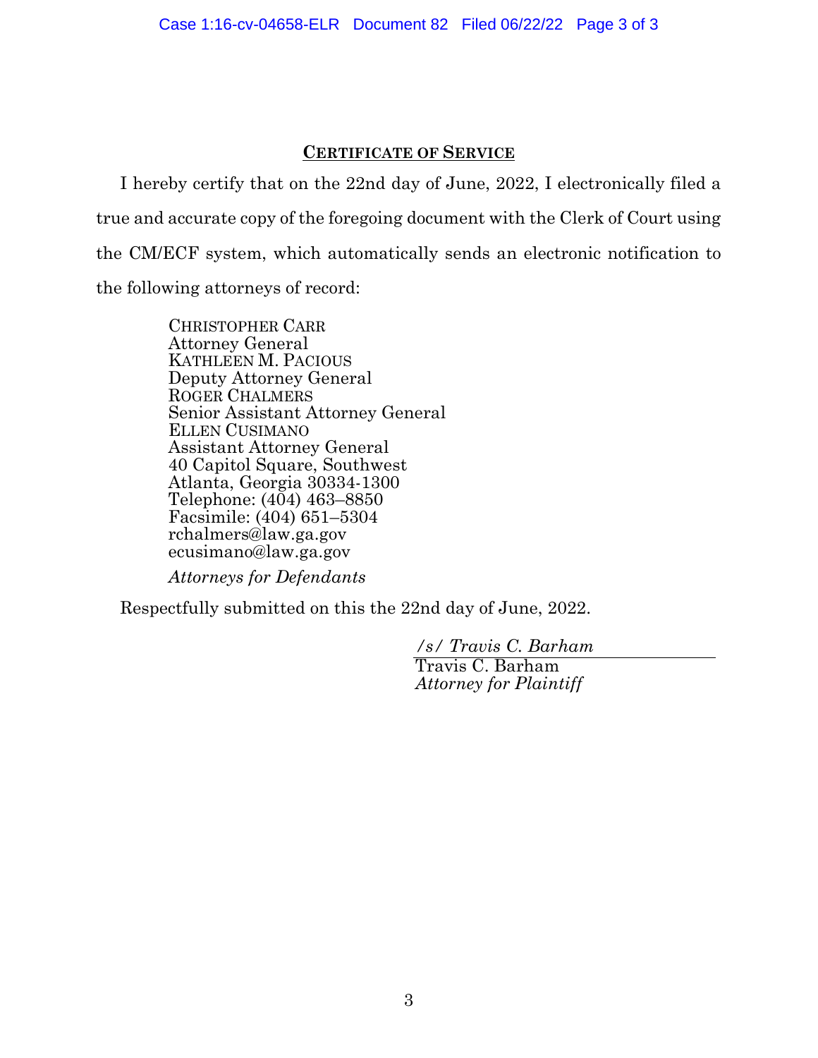## **CERTIFICATE OF SERVICE**

I hereby certify that on the 22nd day of June, 2022, I electronically filed a true and accurate copy of the foregoing document with the Clerk of Court using the CM/ECF system, which automatically sends an electronic notification to the following attorneys of record:

CHRISTOPHER CARR
Attorney General
KATHLEEN M. PACIOUS
Deputy Attorney General
ROGER CHALMERS
Senior Assistant Attorney General
ELLEN CUSIMANO
Assistant Attorney General
40 Capitol Square, Southwest
Atlanta, Georgia 30334-1300
Telephone: (404) 463–8850
Facsimile: (404) 651–5304
rchalmers@law.ga.gov
ecusimano@law.ga.gov

*Attorneys for Defendants*

Respectfully submitted on this the 22nd day of June, 2022.

*/s/ Travis C. Barham*
Travis C. Barham
*Attorney for Plaintiff*